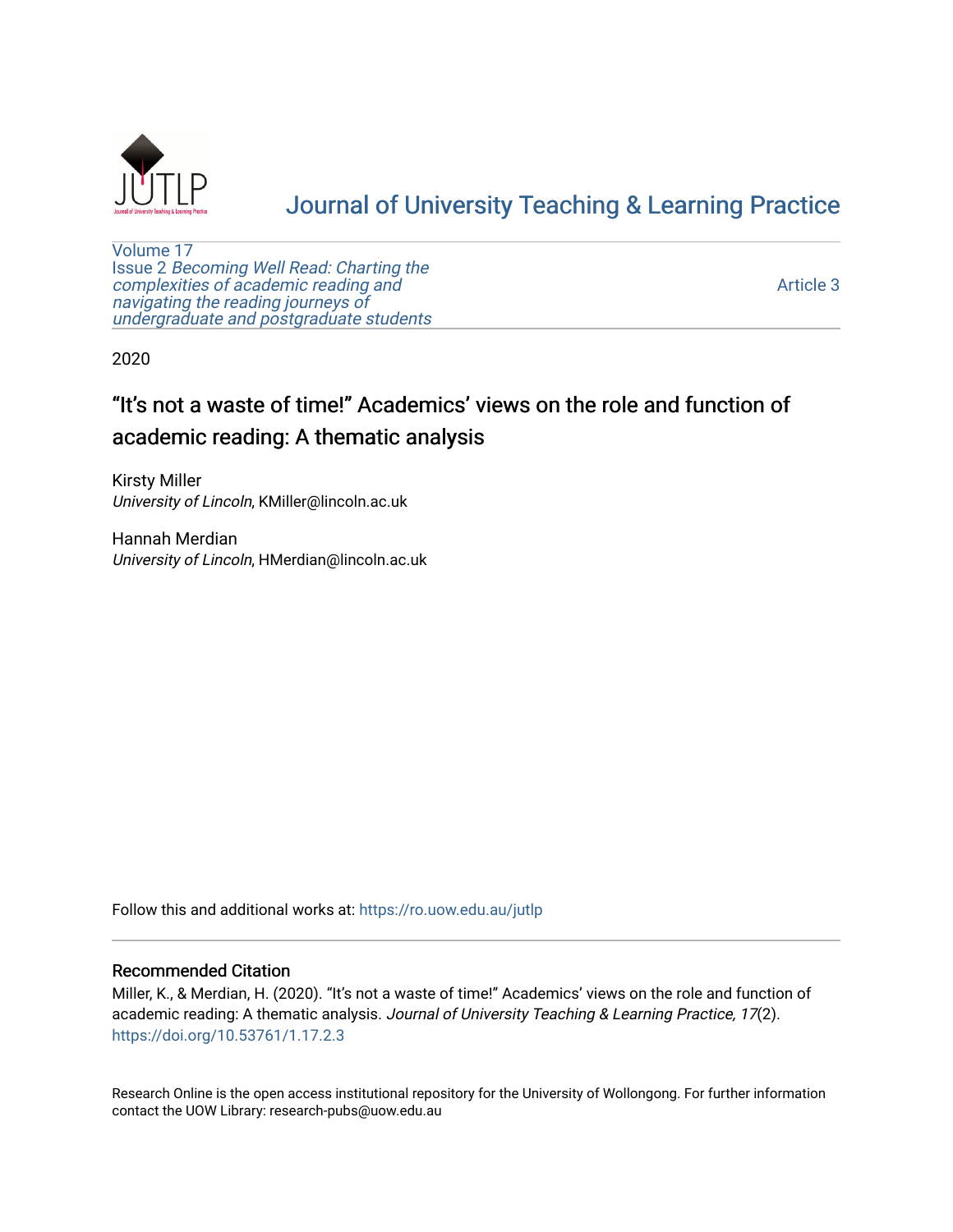Journal of University Teaching & Learning Practice

Volume 17
Issue 2 *Becoming Well Read: Charting the complexities of academic reading and navigating the reading journeys of undergraduate and postgraduate students*

Article 3

2020

# “It’s not a waste of time!” Academics’ views on the role and function of academic reading: A thematic analysis

Kirsty Miller
*University of Lincoln*, KMiller@lincoln.ac.uk

Hannah Merdian
*University of Lincoln*, HMerdian@lincoln.ac.uk

Follow this and additional works at: https://ro.uow.edu.au/jutlp

## Recommended Citation

Miller, K., & Merdian, H. (2020). “It’s not a waste of time!” Academics’ views on the role and function of academic reading: A thematic analysis. *Journal of University Teaching & Learning Practice, 17*(2). https://doi.org/10.53761/1.17.2.3

Research Online is the open access institutional repository for the University of Wollongong. For further information contact the UOW Library: research-pubs@uow.edu.au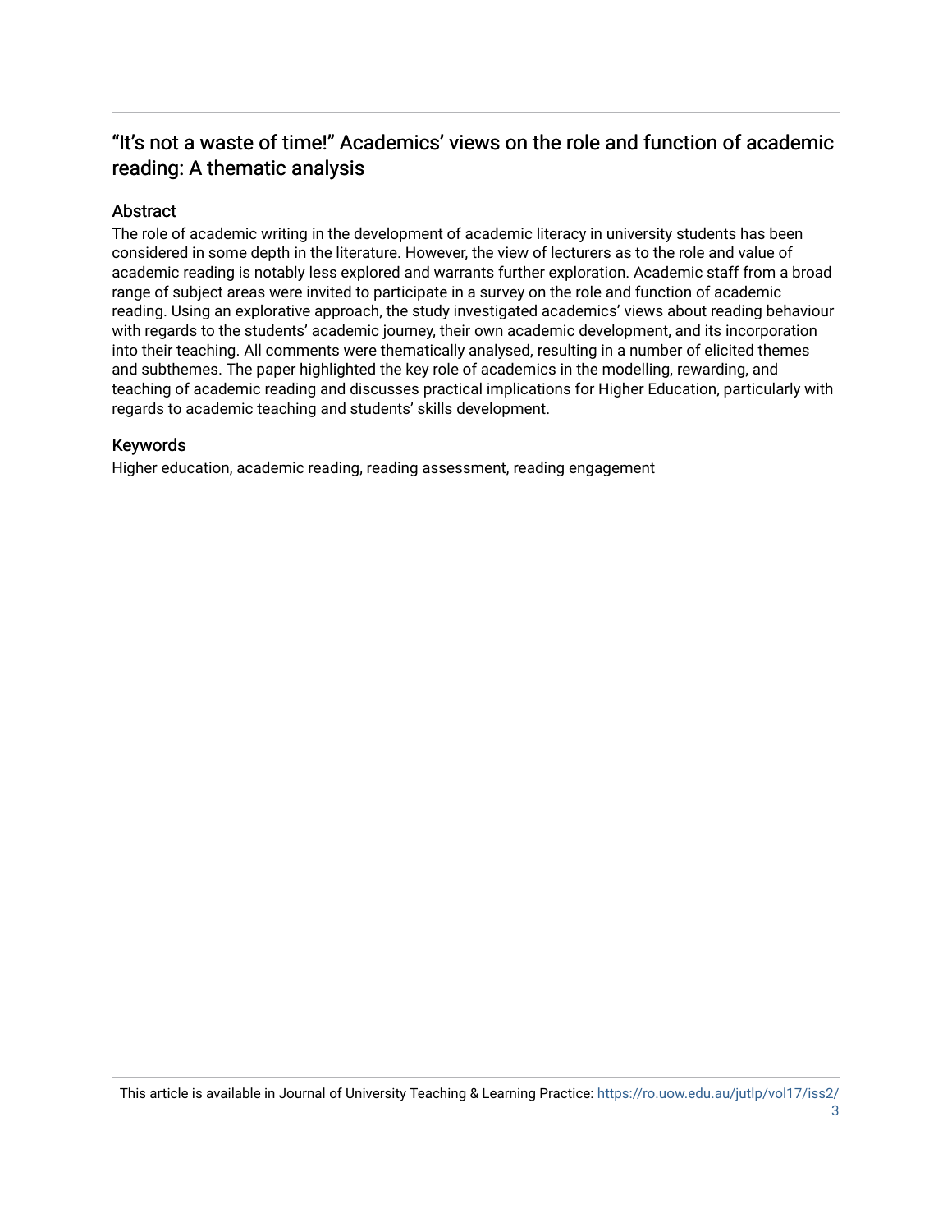# "It's not a waste of time!" Academics' views on the role and function of academic reading: A thematic analysis

## Abstract

The role of academic writing in the development of academic literacy in university students has been considered in some depth in the literature. However, the view of lecturers as to the role and value of academic reading is notably less explored and warrants further exploration. Academic staff from a broad range of subject areas were invited to participate in a survey on the role and function of academic reading. Using an explorative approach, the study investigated academics' views about reading behaviour with regards to the students' academic journey, their own academic development, and its incorporation into their teaching. All comments were thematically analysed, resulting in a number of elicited themes and subthemes. The paper highlighted the key role of academics in the modelling, rewarding, and teaching of academic reading and discusses practical implications for Higher Education, particularly with regards to academic teaching and students' skills development.

## Keywords

Higher education, academic reading, reading assessment, reading engagement

This article is available in Journal of University Teaching & Learning Practice: https://ro.uow.edu.au/jutlp/vol17/iss2/3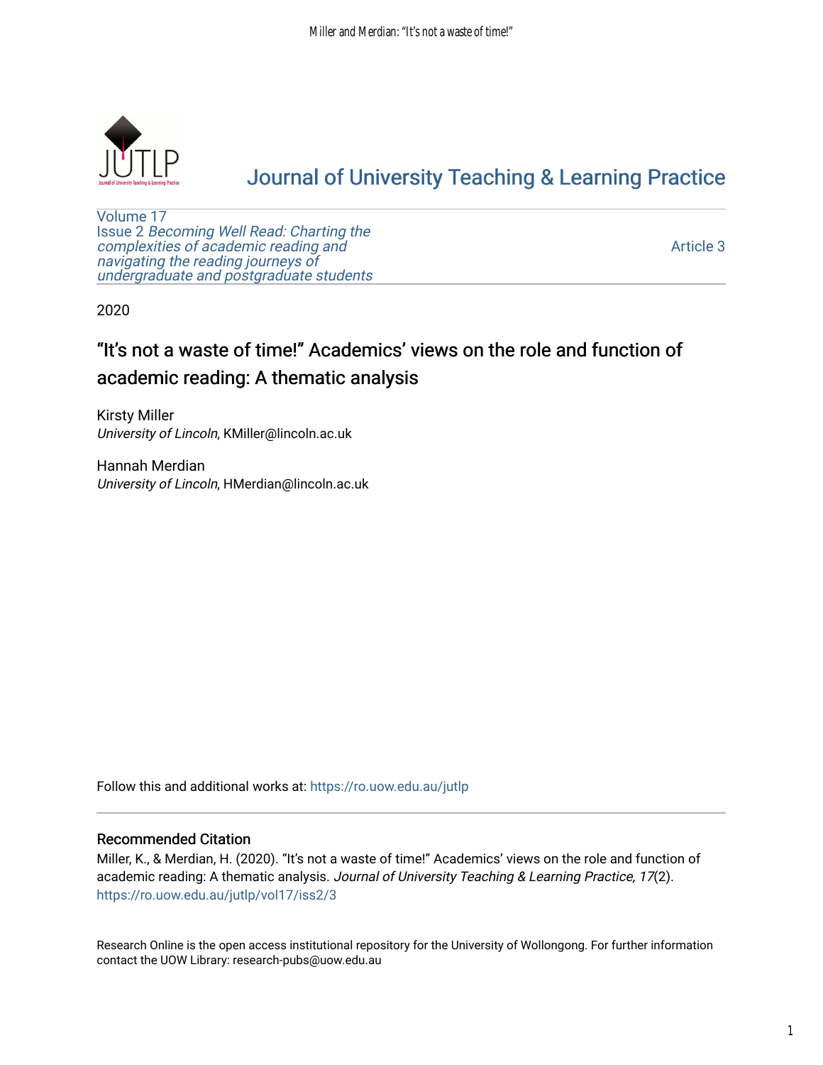Journal of University Teaching & Learning Practice

Volume 17
Issue 2 *Becoming Well Read: Charting the complexities of academic reading and navigating the reading journeys of undergraduate and postgraduate students*

Article 3

2020

# "It's not a waste of time!" Academics' views on the role and function of academic reading: A thematic analysis

Kirsty Miller
*University of Lincoln*, KMiller@lincoln.ac.uk

Hannah Merdian
*University of Lincoln*, HMerdian@lincoln.ac.uk

Follow this and additional works at: https://ro.uow.edu.au/jutlp

## Recommended Citation

Miller, K., & Merdian, H. (2020). "It's not a waste of time!" Academics' views on the role and function of academic reading: A thematic analysis. *Journal of University Teaching & Learning Practice, 17*(2). https://ro.uow.edu.au/jutlp/vol17/iss2/3

Research Online is the open access institutional repository for the University of Wollongong. For further information contact the UOW Library: research-pubs@uow.edu.au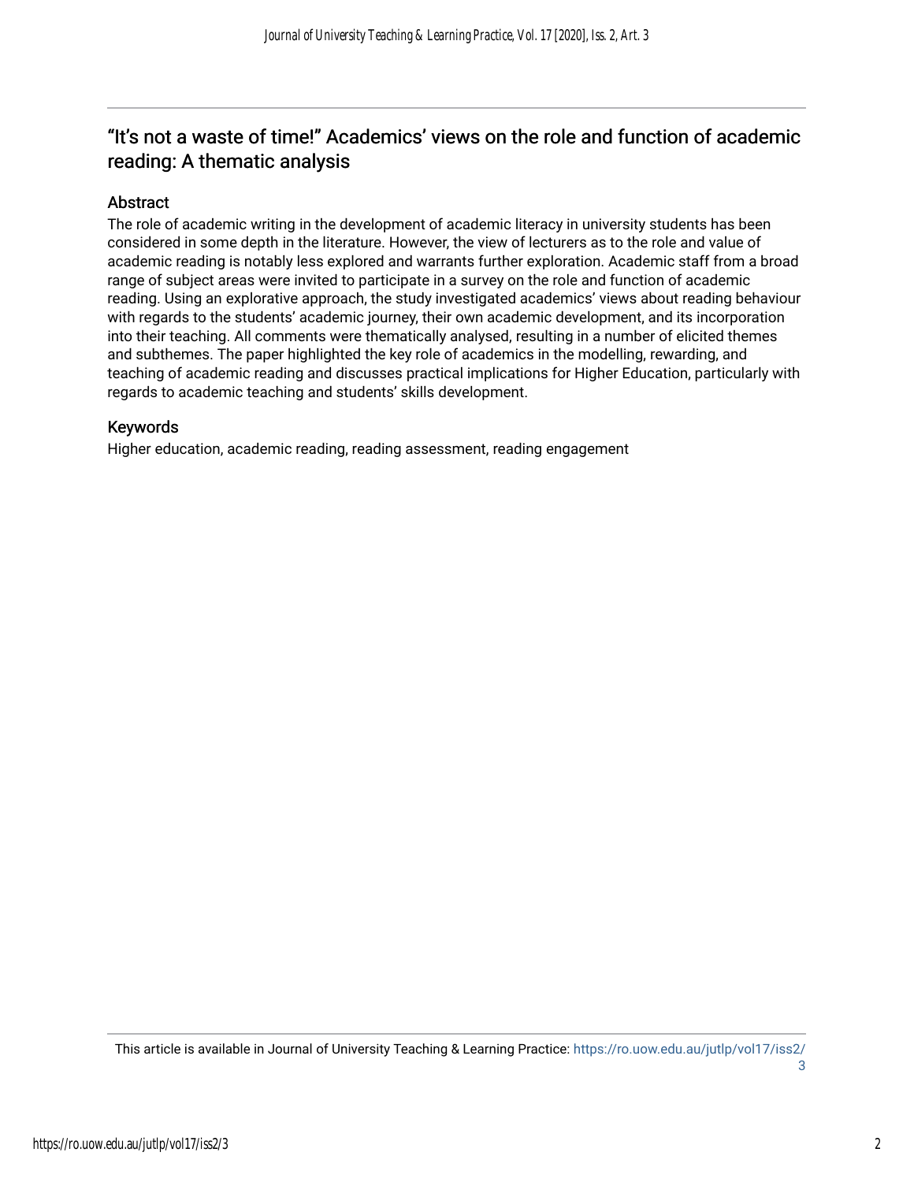# "It's not a waste of time!" Academics' views on the role and function of academic reading: A thematic analysis

## Abstract

The role of academic writing in the development of academic literacy in university students has been considered in some depth in the literature. However, the view of lecturers as to the role and value of academic reading is notably less explored and warrants further exploration. Academic staff from a broad range of subject areas were invited to participate in a survey on the role and function of academic reading. Using an explorative approach, the study investigated academics' views about reading behaviour with regards to the students' academic journey, their own academic development, and its incorporation into their teaching. All comments were thematically analysed, resulting in a number of elicited themes and subthemes. The paper highlighted the key role of academics in the modelling, rewarding, and teaching of academic reading and discusses practical implications for Higher Education, particularly with regards to academic teaching and students' skills development.

## Keywords

Higher education, academic reading, reading assessment, reading engagement

This article is available in Journal of University Teaching & Learning Practice: https://ro.uow.edu.au/jutlp/vol17/iss2/3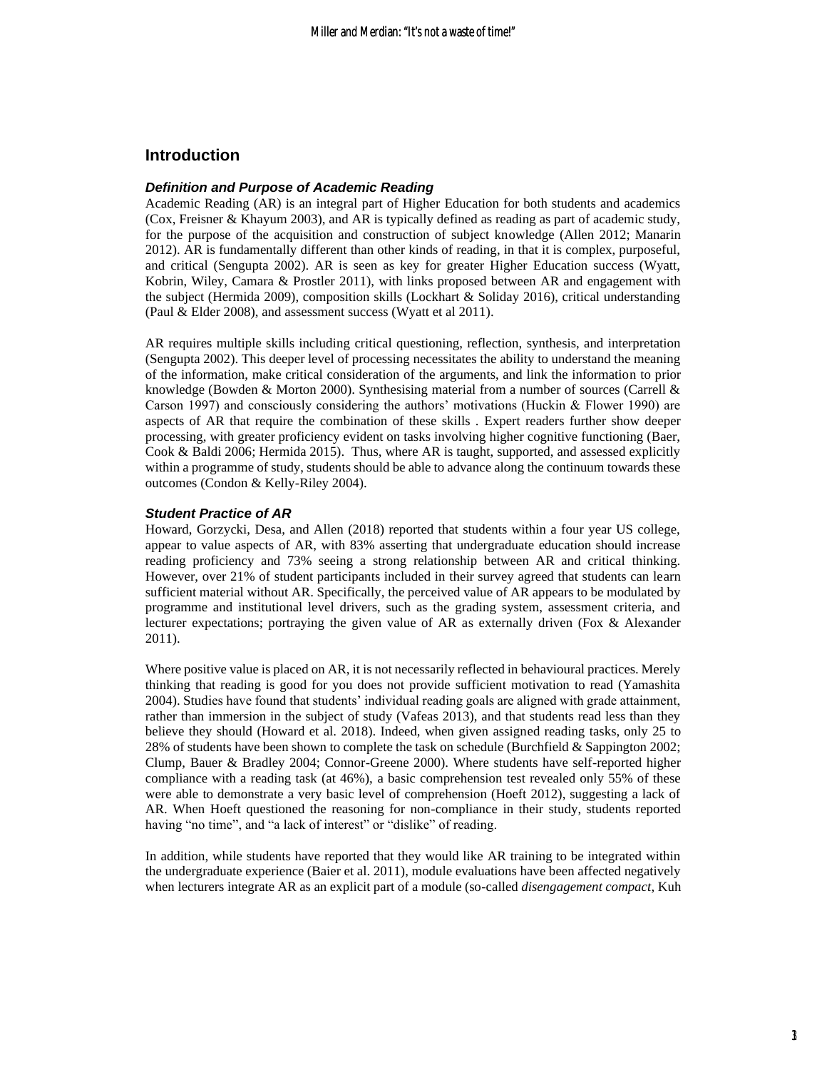## Introduction

### *Definition and Purpose of Academic Reading*

Academic Reading (AR) is an integral part of Higher Education for both students and academics (Cox, Freisner & Khayum 2003), and AR is typically defined as reading as part of academic study, for the purpose of the acquisition and construction of subject knowledge (Allen 2012; Manarin 2012). AR is fundamentally different than other kinds of reading, in that it is complex, purposeful, and critical (Sengupta 2002). AR is seen as key for greater Higher Education success (Wyatt, Kobrin, Wiley, Camara & Prostler 2011), with links proposed between AR and engagement with the subject (Hermida 2009), composition skills (Lockhart & Soliday 2016), critical understanding (Paul & Elder 2008), and assessment success (Wyatt et al 2011).

AR requires multiple skills including critical questioning, reflection, synthesis, and interpretation (Sengupta 2002). This deeper level of processing necessitates the ability to understand the meaning of the information, make critical consideration of the arguments, and link the information to prior knowledge (Bowden & Morton 2000). Synthesising material from a number of sources (Carrell & Carson 1997) and consciously considering the authors' motivations (Huckin & Flower 1990) are aspects of AR that require the combination of these skills . Expert readers further show deeper processing, with greater proficiency evident on tasks involving higher cognitive functioning (Baer, Cook & Baldi 2006; Hermida 2015). Thus, where AR is taught, supported, and assessed explicitly within a programme of study, students should be able to advance along the continuum towards these outcomes (Condon & Kelly-Riley 2004).

### *Student Practice of AR*

Howard, Gorzycki, Desa, and Allen (2018) reported that students within a four year US college, appear to value aspects of AR, with 83% asserting that undergraduate education should increase reading proficiency and 73% seeing a strong relationship between AR and critical thinking. However, over 21% of student participants included in their survey agreed that students can learn sufficient material without AR. Specifically, the perceived value of AR appears to be modulated by programme and institutional level drivers, such as the grading system, assessment criteria, and lecturer expectations; portraying the given value of AR as externally driven (Fox & Alexander 2011).

Where positive value is placed on AR, it is not necessarily reflected in behavioural practices. Merely thinking that reading is good for you does not provide sufficient motivation to read (Yamashita 2004). Studies have found that students' individual reading goals are aligned with grade attainment, rather than immersion in the subject of study (Vafeas 2013), and that students read less than they believe they should (Howard et al. 2018). Indeed, when given assigned reading tasks, only 25 to 28% of students have been shown to complete the task on schedule (Burchfield & Sappington 2002; Clump, Bauer & Bradley 2004; Connor-Greene 2000). Where students have self-reported higher compliance with a reading task (at 46%), a basic comprehension test revealed only 55% of these were able to demonstrate a very basic level of comprehension (Hoeft 2012), suggesting a lack of AR. When Hoeft questioned the reasoning for non-compliance in their study, students reported having "no time", and "a lack of interest" or "dislike" of reading.

In addition, while students have reported that they would like AR training to be integrated within the undergraduate experience (Baier et al. 2011), module evaluations have been affected negatively when lecturers integrate AR as an explicit part of a module (so-called *disengagement compact*, Kuh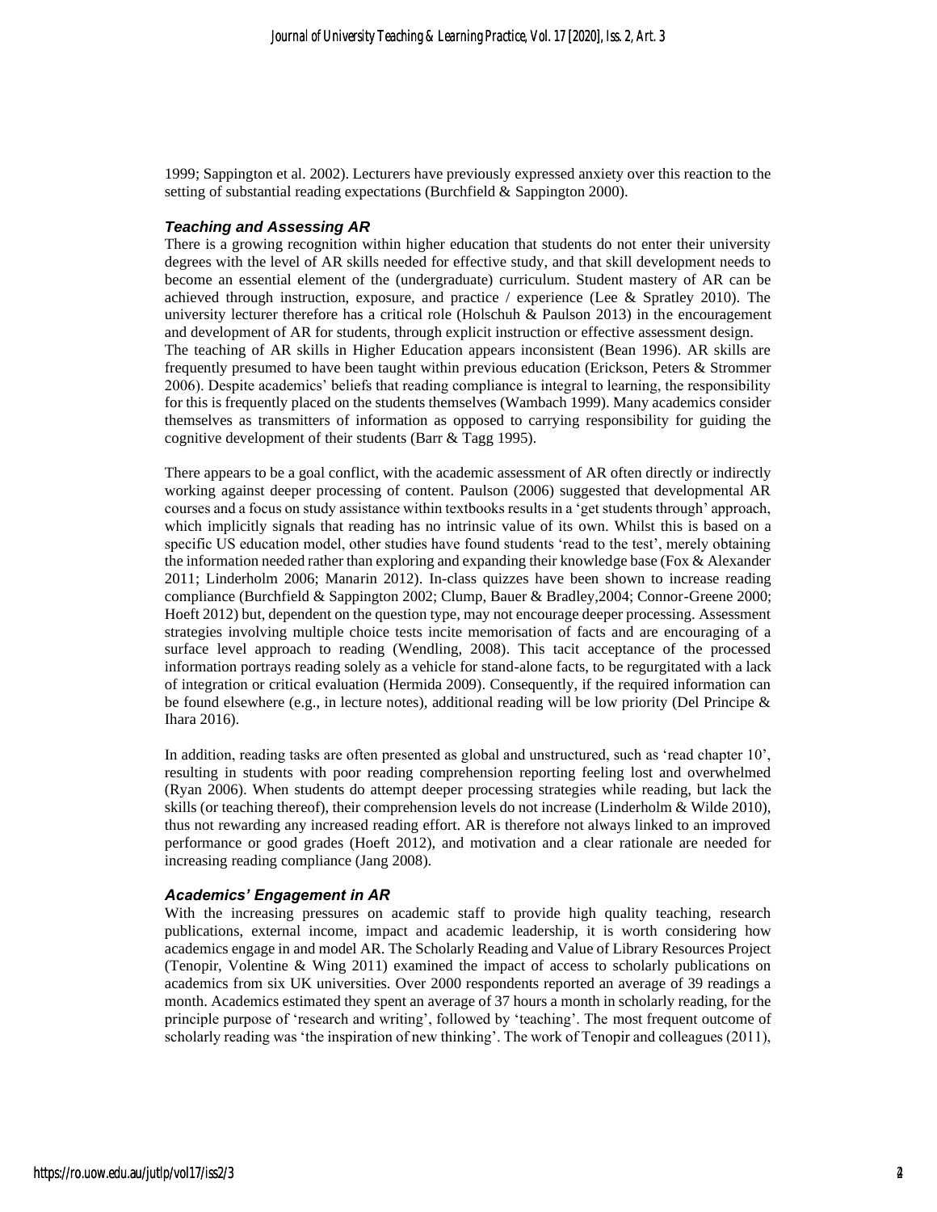1999; Sappington et al. 2002). Lecturers have previously expressed anxiety over this reaction to the setting of substantial reading expectations (Burchfield & Sappington 2000).

### *Teaching and Assessing AR*

There is a growing recognition within higher education that students do not enter their university degrees with the level of AR skills needed for effective study, and that skill development needs to become an essential element of the (undergraduate) curriculum. Student mastery of AR can be achieved through instruction, exposure, and practice / experience (Lee & Spratley 2010). The university lecturer therefore has a critical role (Holschuh & Paulson 2013) in the encouragement and development of AR for students, through explicit instruction or effective assessment design.

The teaching of AR skills in Higher Education appears inconsistent (Bean 1996). AR skills are frequently presumed to have been taught within previous education (Erickson, Peters & Strommer 2006). Despite academics' beliefs that reading compliance is integral to learning, the responsibility for this is frequently placed on the students themselves (Wambach 1999). Many academics consider themselves as transmitters of information as opposed to carrying responsibility for guiding the cognitive development of their students (Barr & Tagg 1995).

There appears to be a goal conflict, with the academic assessment of AR often directly or indirectly working against deeper processing of content. Paulson (2006) suggested that developmental AR courses and a focus on study assistance within textbooks results in a 'get students through' approach, which implicitly signals that reading has no intrinsic value of its own. Whilst this is based on a specific US education model, other studies have found students 'read to the test', merely obtaining the information needed rather than exploring and expanding their knowledge base (Fox & Alexander 2011; Linderholm 2006; Manarin 2012). In-class quizzes have been shown to increase reading compliance (Burchfield & Sappington 2002; Clump, Bauer & Bradley,2004; Connor-Greene 2000; Hoeft 2012) but, dependent on the question type, may not encourage deeper processing. Assessment strategies involving multiple choice tests incite memorisation of facts and are encouraging of a surface level approach to reading (Wendling, 2008). This tacit acceptance of the processed information portrays reading solely as a vehicle for stand-alone facts, to be regurgitated with a lack of integration or critical evaluation (Hermida 2009). Consequently, if the required information can be found elsewhere (e.g., in lecture notes), additional reading will be low priority (Del Principe & Ihara 2016).

In addition, reading tasks are often presented as global and unstructured, such as 'read chapter 10', resulting in students with poor reading comprehension reporting feeling lost and overwhelmed (Ryan 2006). When students do attempt deeper processing strategies while reading, but lack the skills (or teaching thereof), their comprehension levels do not increase (Linderholm & Wilde 2010), thus not rewarding any increased reading effort. AR is therefore not always linked to an improved performance or good grades (Hoeft 2012), and motivation and a clear rationale are needed for increasing reading compliance (Jang 2008).

### *Academics' Engagement in AR*

With the increasing pressures on academic staff to provide high quality teaching, research publications, external income, impact and academic leadership, it is worth considering how academics engage in and model AR. The Scholarly Reading and Value of Library Resources Project (Tenopir, Volentine & Wing 2011) examined the impact of access to scholarly publications on academics from six UK universities. Over 2000 respondents reported an average of 39 readings a month. Academics estimated they spent an average of 37 hours a month in scholarly reading, for the principle purpose of 'research and writing', followed by 'teaching'. The most frequent outcome of scholarly reading was 'the inspiration of new thinking'. The work of Tenopir and colleagues (2011),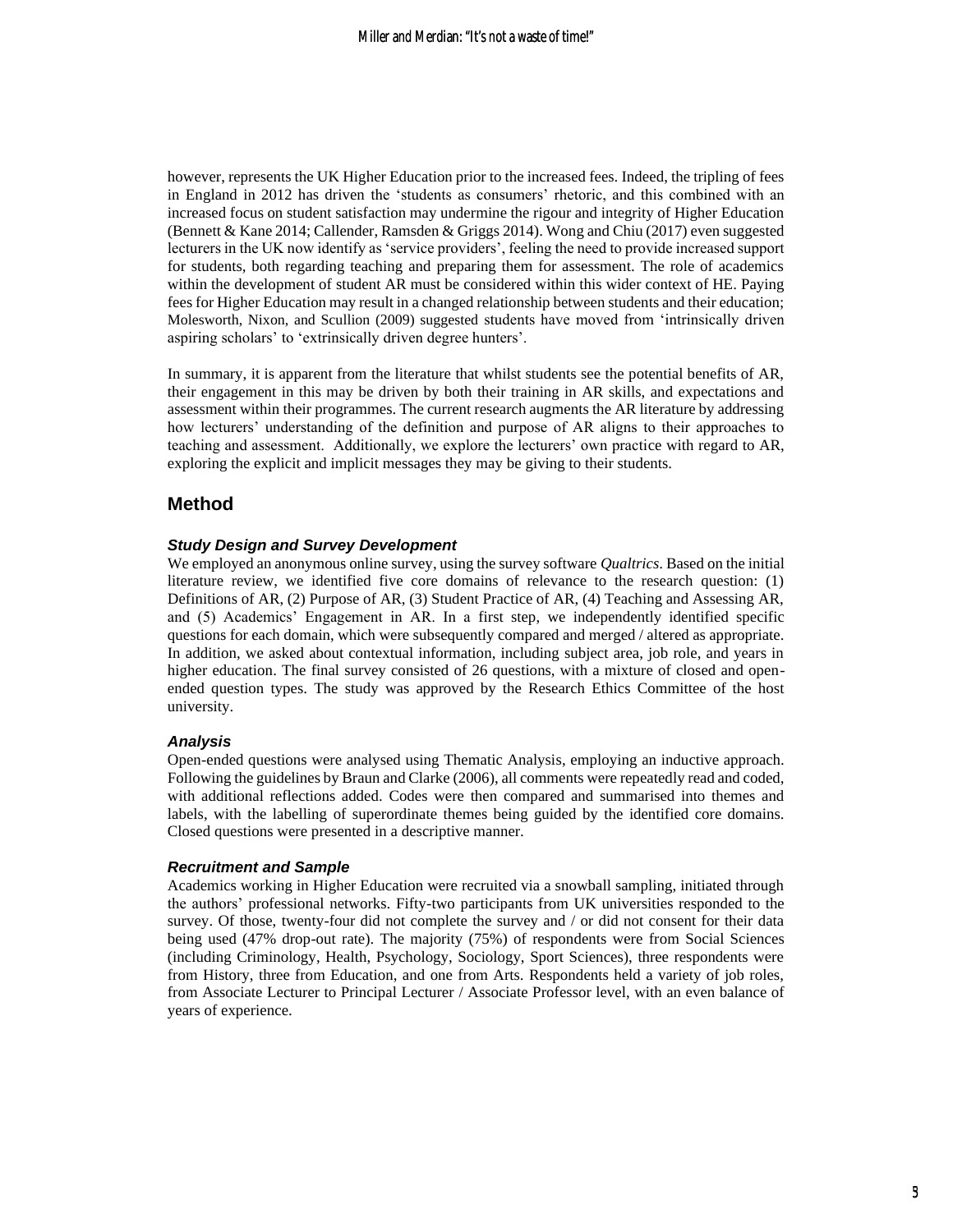however, represents the UK Higher Education prior to the increased fees. Indeed, the tripling of fees in England in 2012 has driven the 'students as consumers' rhetoric, and this combined with an increased focus on student satisfaction may undermine the rigour and integrity of Higher Education (Bennett & Kane 2014; Callender, Ramsden & Griggs 2014). Wong and Chiu (2017) even suggested lecturers in the UK now identify as 'service providers', feeling the need to provide increased support for students, both regarding teaching and preparing them for assessment. The role of academics within the development of student AR must be considered within this wider context of HE. Paying fees for Higher Education may result in a changed relationship between students and their education; Molesworth, Nixon, and Scullion (2009) suggested students have moved from 'intrinsically driven aspiring scholars' to 'extrinsically driven degree hunters'.

In summary, it is apparent from the literature that whilst students see the potential benefits of AR, their engagement in this may be driven by both their training in AR skills, and expectations and assessment within their programmes. The current research augments the AR literature by addressing how lecturers' understanding of the definition and purpose of AR aligns to their approaches to teaching and assessment. Additionally, we explore the lecturers' own practice with regard to AR, exploring the explicit and implicit messages they may be giving to their students.

## Method

### *Study Design and Survey Development*

We employed an anonymous online survey, using the survey software *Qualtrics*. Based on the initial literature review, we identified five core domains of relevance to the research question: (1) Definitions of AR, (2) Purpose of AR, (3) Student Practice of AR, (4) Teaching and Assessing AR, and (5) Academics' Engagement in AR. In a first step, we independently identified specific questions for each domain, which were subsequently compared and merged / altered as appropriate. In addition, we asked about contextual information, including subject area, job role, and years in higher education. The final survey consisted of 26 questions, with a mixture of closed and open-ended question types. The study was approved by the Research Ethics Committee of the host university.

### *Analysis*

Open-ended questions were analysed using Thematic Analysis, employing an inductive approach. Following the guidelines by Braun and Clarke (2006), all comments were repeatedly read and coded, with additional reflections added. Codes were then compared and summarised into themes and labels, with the labelling of superordinate themes being guided by the identified core domains. Closed questions were presented in a descriptive manner.

### *Recruitment and Sample*

Academics working in Higher Education were recruited via a snowball sampling, initiated through the authors' professional networks. Fifty-two participants from UK universities responded to the survey. Of those, twenty-four did not complete the survey and / or did not consent for their data being used (47% drop-out rate). The majority (75%) of respondents were from Social Sciences (including Criminology, Health, Psychology, Sociology, Sport Sciences), three respondents were from History, three from Education, and one from Arts. Respondents held a variety of job roles, from Associate Lecturer to Principal Lecturer / Associate Professor level, with an even balance of years of experience.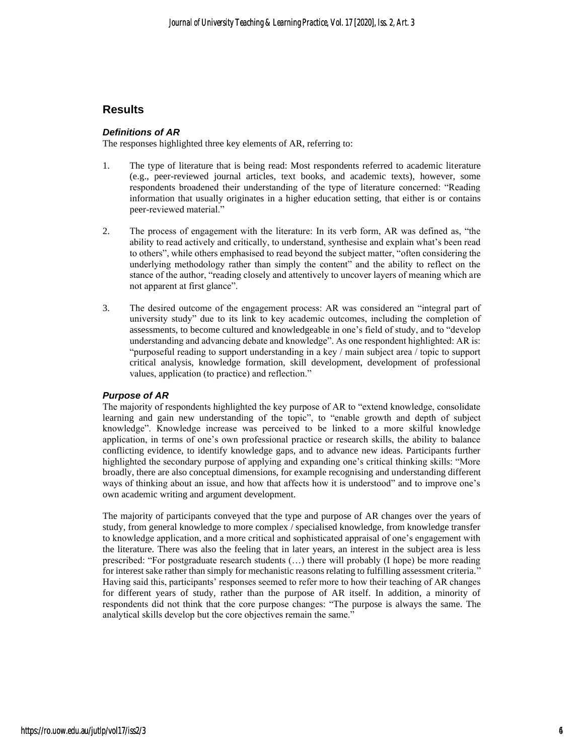## Results

### *Definitions of AR*

The responses highlighted three key elements of AR, referring to:

1. The type of literature that is being read: Most respondents referred to academic literature (e.g., peer-reviewed journal articles, text books, and academic texts), however, some respondents broadened their understanding of the type of literature concerned: "Reading information that usually originates in a higher education setting, that either is or contains peer-reviewed material."

2. The process of engagement with the literature: In its verb form, AR was defined as, "the ability to read actively and critically, to understand, synthesise and explain what's been read to others", while others emphasised to read beyond the subject matter, "often considering the underlying methodology rather than simply the content" and the ability to reflect on the stance of the author, "reading closely and attentively to uncover layers of meaning which are not apparent at first glance".

3. The desired outcome of the engagement process: AR was considered an "integral part of university study" due to its link to key academic outcomes, including the completion of assessments, to become cultured and knowledgeable in one's field of study, and to "develop understanding and advancing debate and knowledge". As one respondent highlighted: AR is: "purposeful reading to support understanding in a key / main subject area / topic to support critical analysis, knowledge formation, skill development, development of professional values, application (to practice) and reflection."

### *Purpose of AR*

The majority of respondents highlighted the key purpose of AR to "extend knowledge, consolidate learning and gain new understanding of the topic", to "enable growth and depth of subject knowledge". Knowledge increase was perceived to be linked to a more skilful knowledge application, in terms of one's own professional practice or research skills, the ability to balance conflicting evidence, to identify knowledge gaps, and to advance new ideas. Participants further highlighted the secondary purpose of applying and expanding one's critical thinking skills: "More broadly, there are also conceptual dimensions, for example recognising and understanding different ways of thinking about an issue, and how that affects how it is understood" and to improve one's own academic writing and argument development.

The majority of participants conveyed that the type and purpose of AR changes over the years of study, from general knowledge to more complex / specialised knowledge, from knowledge transfer to knowledge application, and a more critical and sophisticated appraisal of one's engagement with the literature. There was also the feeling that in later years, an interest in the subject area is less prescribed: "For postgraduate research students (…) there will probably (I hope) be more reading for interest sake rather than simply for mechanistic reasons relating to fulfilling assessment criteria." Having said this, participants' responses seemed to refer more to how their teaching of AR changes for different years of study, rather than the purpose of AR itself. In addition, a minority of respondents did not think that the core purpose changes: "The purpose is always the same. The analytical skills develop but the core objectives remain the same."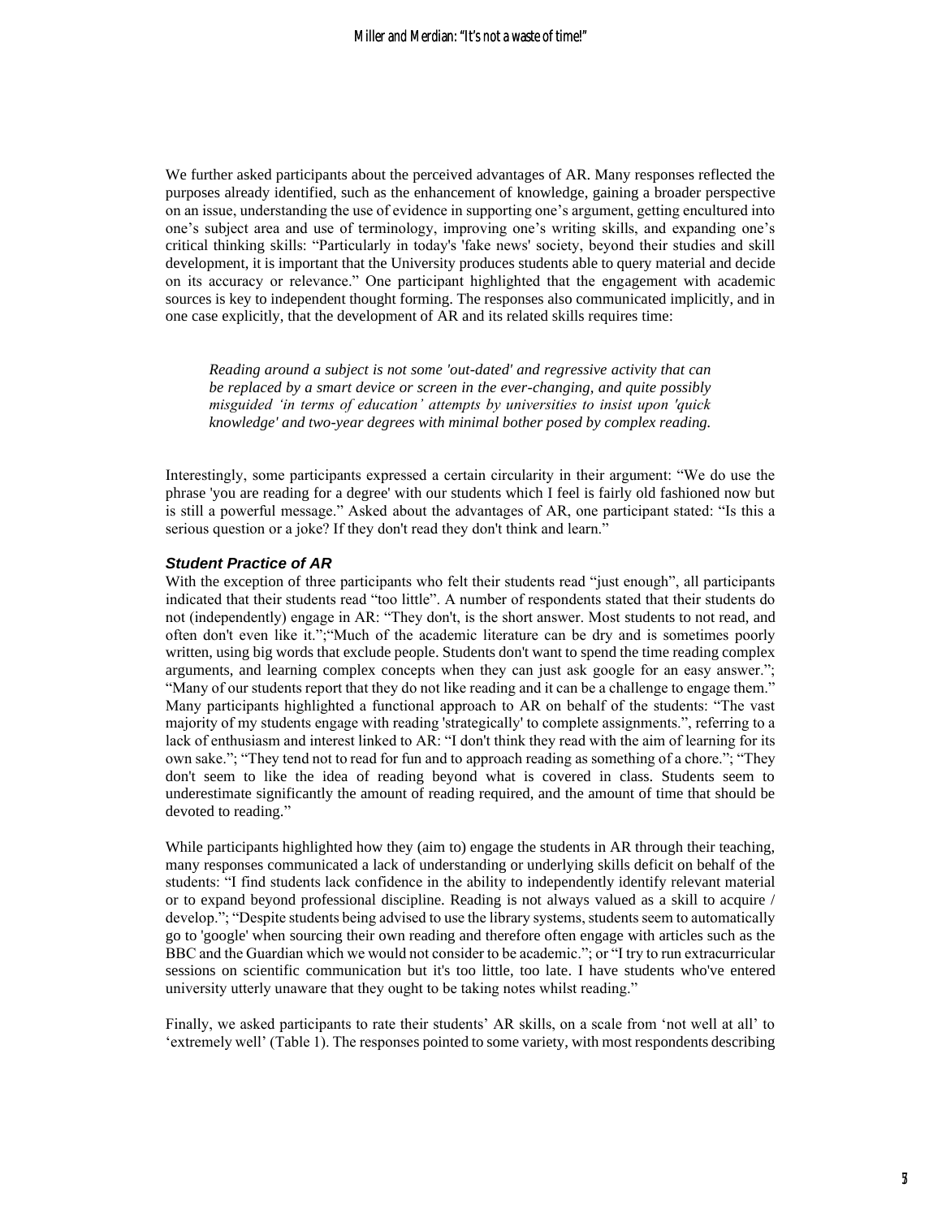We further asked participants about the perceived advantages of AR. Many responses reflected the purposes already identified, such as the enhancement of knowledge, gaining a broader perspective on an issue, understanding the use of evidence in supporting one's argument, getting encultured into one's subject area and use of terminology, improving one's writing skills, and expanding one's critical thinking skills: "Particularly in today's 'fake news' society, beyond their studies and skill development, it is important that the University produces students able to query material and decide on its accuracy or relevance." One participant highlighted that the engagement with academic sources is key to independent thought forming. The responses also communicated implicitly, and in one case explicitly, that the development of AR and its related skills requires time:

> *Reading around a subject is not some 'out-dated' and regressive activity that can be replaced by a smart device or screen in the ever-changing, and quite possibly misguided 'in terms of education' attempts by universities to insist upon 'quick knowledge' and two-year degrees with minimal bother posed by complex reading.*

Interestingly, some participants expressed a certain circularity in their argument: "We do use the phrase 'you are reading for a degree' with our students which I feel is fairly old fashioned now but is still a powerful message." Asked about the advantages of AR, one participant stated: "Is this a serious question or a joke? If they don't read they don't think and learn."

### *Student Practice of AR*

With the exception of three participants who felt their students read "just enough", all participants indicated that their students read "too little". A number of respondents stated that their students do not (independently) engage in AR: "They don't, is the short answer. Most students to not read, and often don't even like it.";"Much of the academic literature can be dry and is sometimes poorly written, using big words that exclude people. Students don't want to spend the time reading complex arguments, and learning complex concepts when they can just ask google for an easy answer."; "Many of our students report that they do not like reading and it can be a challenge to engage them." Many participants highlighted a functional approach to AR on behalf of the students: "The vast majority of my students engage with reading 'strategically' to complete assignments.", referring to a lack of enthusiasm and interest linked to AR: "I don't think they read with the aim of learning for its own sake."; "They tend not to read for fun and to approach reading as something of a chore."; "They don't seem to like the idea of reading beyond what is covered in class. Students seem to underestimate significantly the amount of reading required, and the amount of time that should be devoted to reading."

While participants highlighted how they (aim to) engage the students in AR through their teaching, many responses communicated a lack of understanding or underlying skills deficit on behalf of the students: "I find students lack confidence in the ability to independently identify relevant material or to expand beyond professional discipline. Reading is not always valued as a skill to acquire / develop."; "Despite students being advised to use the library systems, students seem to automatically go to 'google' when sourcing their own reading and therefore often engage with articles such as the BBC and the Guardian which we would not consider to be academic."; or "I try to run extracurricular sessions on scientific communication but it's too little, too late. I have students who've entered university utterly unaware that they ought to be taking notes whilst reading."

Finally, we asked participants to rate their students' AR skills, on a scale from 'not well at all' to 'extremely well' (Table 1). The responses pointed to some variety, with most respondents describing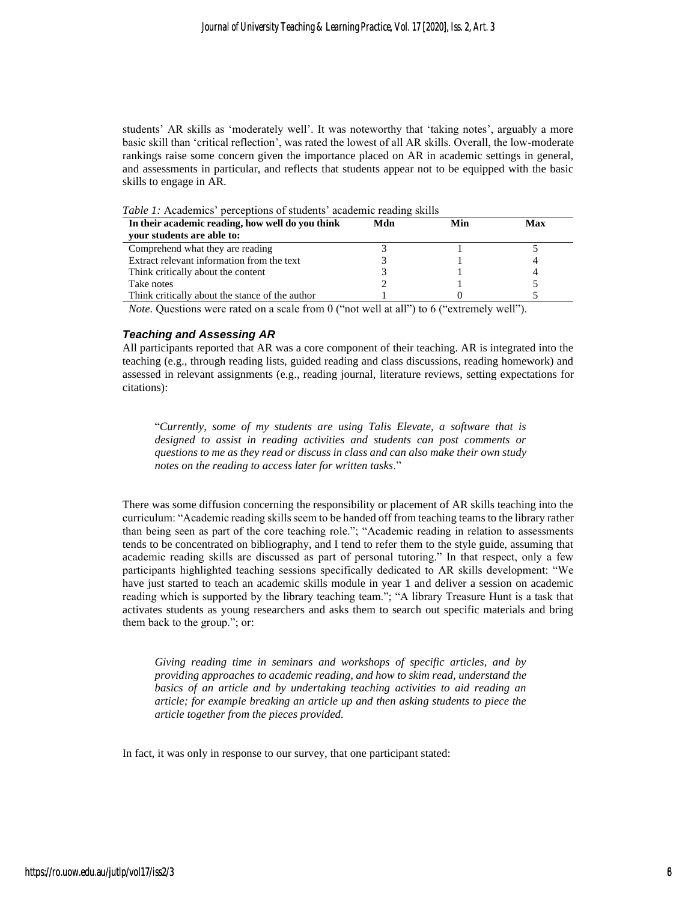students' AR skills as 'moderately well'. It was noteworthy that 'taking notes', arguably a more basic skill than 'critical reflection', was rated the lowest of all AR skills. Overall, the low-moderate rankings raise some concern given the importance placed on AR in academic settings in general, and assessments in particular, and reflects that students appear not to be equipped with the basic skills to engage in AR.

*Table 1:* Academics' perceptions of students' academic reading skills

| In their academic reading, how well do you think your students are able to: | Mdn | Min | Max |
|---|---|---|---|
| Comprehend what they are reading | 3 | 1 | 5 |
| Extract relevant information from the text | 3 | 1 | 4 |
| Think critically about the content | 3 | 1 | 4 |
| Take notes | 2 | 1 | 5 |
| Think critically about the stance of the author | 1 | 0 | 5 |

*Note.* Questions were rated on a scale from 0 ("not well at all") to 6 ("extremely well").

### *Teaching and Assessing AR*

All participants reported that AR was a core component of their teaching. AR is integrated into the teaching (e.g., through reading lists, guided reading and class discussions, reading homework) and assessed in relevant assignments (e.g., reading journal, literature reviews, setting expectations for citations):

> "*Currently, some of my students are using Talis Elevate, a software that is designed to assist in reading activities and students can post comments or questions to me as they read or discuss in class and can also make their own study notes on the reading to access later for written tasks*."

There was some diffusion concerning the responsibility or placement of AR skills teaching into the curriculum: "Academic reading skills seem to be handed off from teaching teams to the library rather than being seen as part of the core teaching role."; "Academic reading in relation to assessments tends to be concentrated on bibliography, and I tend to refer them to the style guide, assuming that academic reading skills are discussed as part of personal tutoring." In that respect, only a few participants highlighted teaching sessions specifically dedicated to AR skills development: "We have just started to teach an academic skills module in year 1 and deliver a session on academic reading which is supported by the library teaching team."; "A library Treasure Hunt is a task that activates students as young researchers and asks them to search out specific materials and bring them back to the group."; or:

> *Giving reading time in seminars and workshops of specific articles, and by providing approaches to academic reading, and how to skim read, understand the basics of an article and by undertaking teaching activities to aid reading an article; for example breaking an article up and then asking students to piece the article together from the pieces provided.*

In fact, it was only in response to our survey, that one participant stated: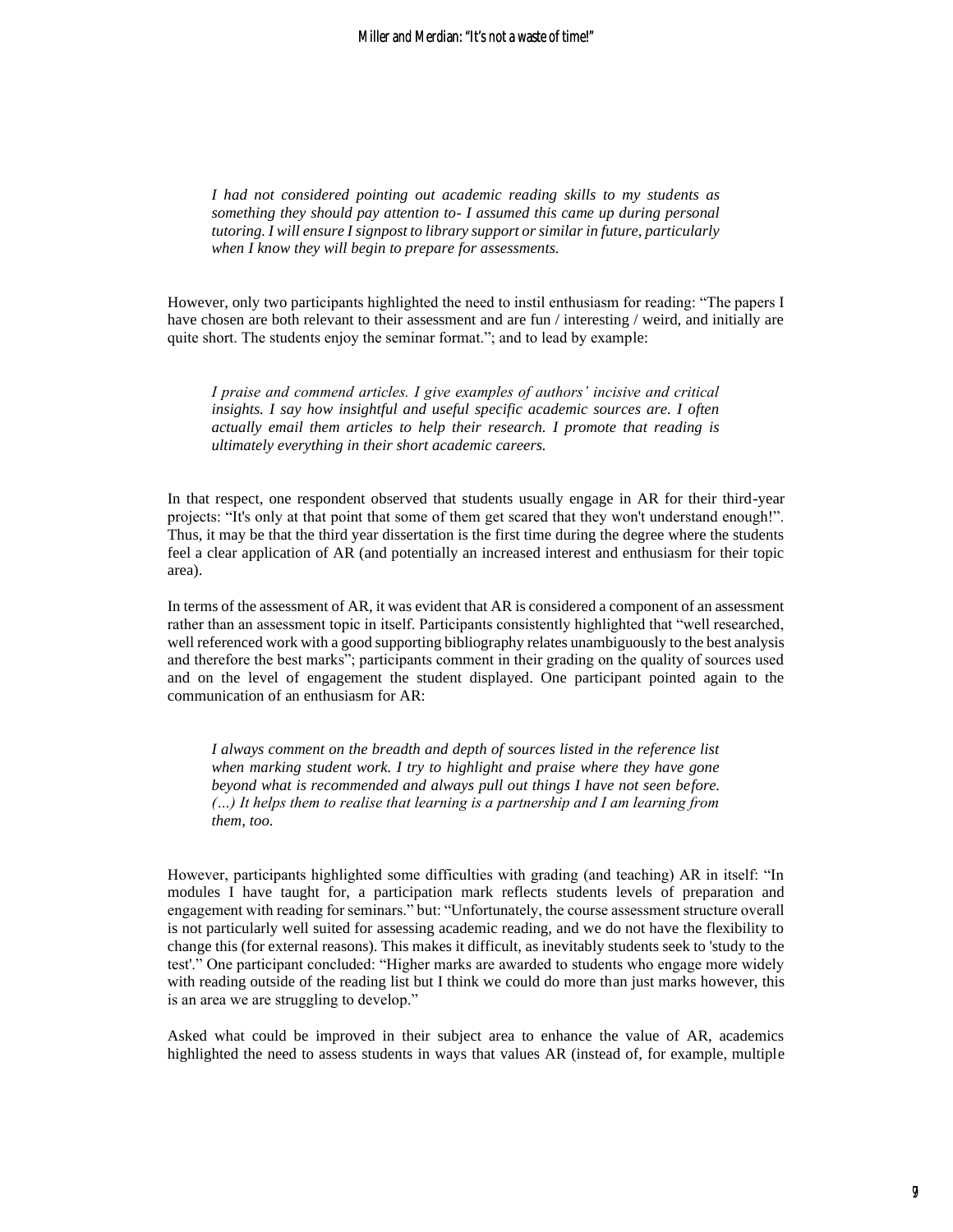> *I had not considered pointing out academic reading skills to my students as something they should pay attention to- I assumed this came up during personal tutoring. I will ensure I signpost to library support or similar in future, particularly when I know they will begin to prepare for assessments.*

However, only two participants highlighted the need to instil enthusiasm for reading: "The papers I have chosen are both relevant to their assessment and are fun / interesting / weird, and initially are quite short. The students enjoy the seminar format."; and to lead by example:

> *I praise and commend articles. I give examples of authors' incisive and critical insights. I say how insightful and useful specific academic sources are. I often actually email them articles to help their research. I promote that reading is ultimately everything in their short academic careers.*

In that respect, one respondent observed that students usually engage in AR for their third-year projects: "It's only at that point that some of them get scared that they won't understand enough!". Thus, it may be that the third year dissertation is the first time during the degree where the students feel a clear application of AR (and potentially an increased interest and enthusiasm for their topic area).

In terms of the assessment of AR, it was evident that AR is considered a component of an assessment rather than an assessment topic in itself. Participants consistently highlighted that "well researched, well referenced work with a good supporting bibliography relates unambiguously to the best analysis and therefore the best marks"; participants comment in their grading on the quality of sources used and on the level of engagement the student displayed. One participant pointed again to the communication of an enthusiasm for AR:

> *I always comment on the breadth and depth of sources listed in the reference list when marking student work. I try to highlight and praise where they have gone beyond what is recommended and always pull out things I have not seen before. (…) It helps them to realise that learning is a partnership and I am learning from them, too.*

However, participants highlighted some difficulties with grading (and teaching) AR in itself: "In modules I have taught for, a participation mark reflects students levels of preparation and engagement with reading for seminars." but: "Unfortunately, the course assessment structure overall is not particularly well suited for assessing academic reading, and we do not have the flexibility to change this (for external reasons). This makes it difficult, as inevitably students seek to 'study to the test'." One participant concluded: "Higher marks are awarded to students who engage more widely with reading outside of the reading list but I think we could do more than just marks however, this is an area we are struggling to develop."

Asked what could be improved in their subject area to enhance the value of AR, academics highlighted the need to assess students in ways that values AR (instead of, for example, multiple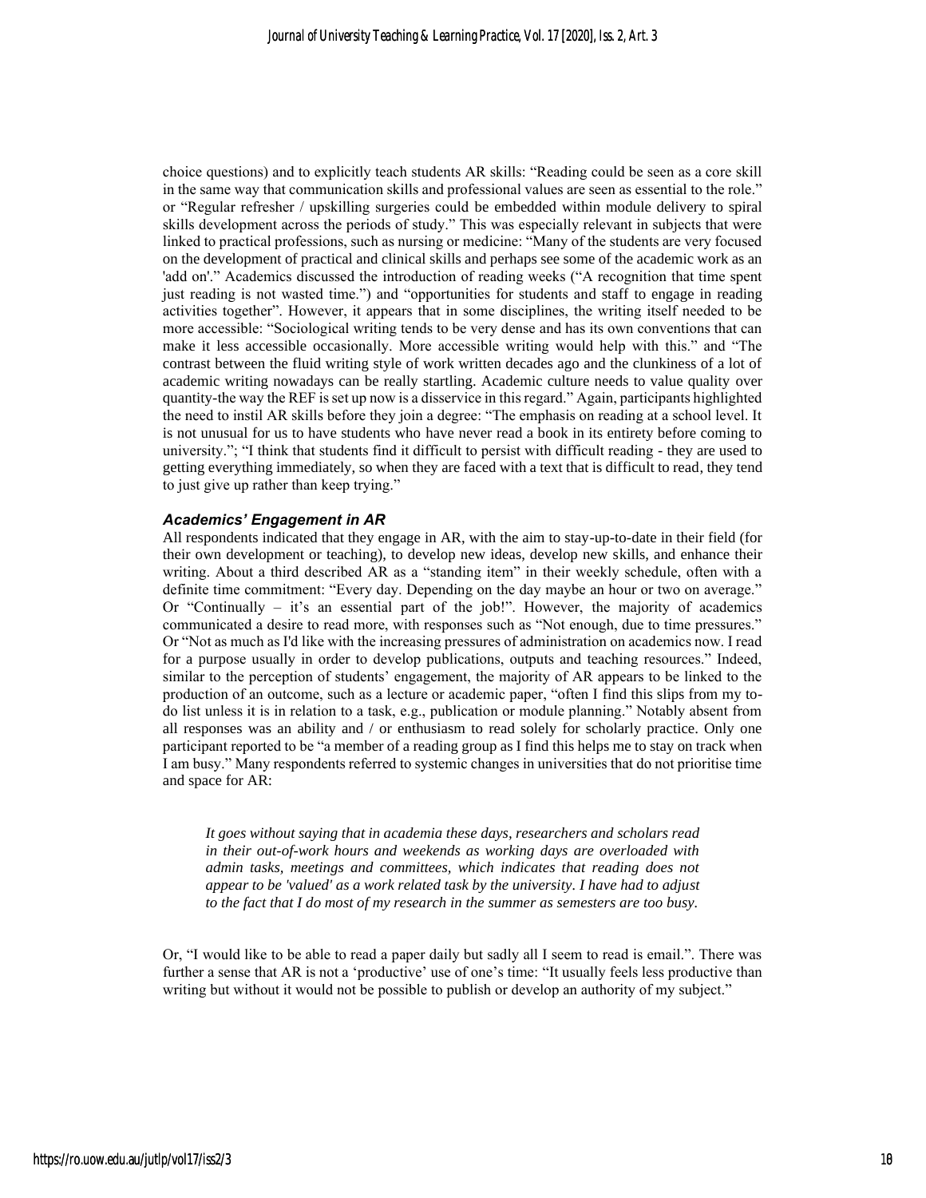choice questions) and to explicitly teach students AR skills: "Reading could be seen as a core skill in the same way that communication skills and professional values are seen as essential to the role." or "Regular refresher / upskilling surgeries could be embedded within module delivery to spiral skills development across the periods of study." This was especially relevant in subjects that were linked to practical professions, such as nursing or medicine: "Many of the students are very focused on the development of practical and clinical skills and perhaps see some of the academic work as an 'add on'." Academics discussed the introduction of reading weeks ("A recognition that time spent just reading is not wasted time.") and "opportunities for students and staff to engage in reading activities together". However, it appears that in some disciplines, the writing itself needed to be more accessible: "Sociological writing tends to be very dense and has its own conventions that can make it less accessible occasionally. More accessible writing would help with this." and "The contrast between the fluid writing style of work written decades ago and the clunkiness of a lot of academic writing nowadays can be really startling. Academic culture needs to value quality over quantity-the way the REF is set up now is a disservice in this regard." Again, participants highlighted the need to instil AR skills before they join a degree: "The emphasis on reading at a school level. It is not unusual for us to have students who have never read a book in its entirety before coming to university."; "I think that students find it difficult to persist with difficult reading - they are used to getting everything immediately, so when they are faced with a text that is difficult to read, they tend to just give up rather than keep trying."

### *Academics' Engagement in AR*

All respondents indicated that they engage in AR, with the aim to stay-up-to-date in their field (for their own development or teaching), to develop new ideas, develop new skills, and enhance their writing. About a third described AR as a "standing item" in their weekly schedule, often with a definite time commitment: "Every day. Depending on the day maybe an hour or two on average." Or "Continually – it's an essential part of the job!". However, the majority of academics communicated a desire to read more, with responses such as "Not enough, due to time pressures." Or "Not as much as I'd like with the increasing pressures of administration on academics now. I read for a purpose usually in order to develop publications, outputs and teaching resources." Indeed, similar to the perception of students' engagement, the majority of AR appears to be linked to the production of an outcome, such as a lecture or academic paper, "often I find this slips from my to-do list unless it is in relation to a task, e.g., publication or module planning." Notably absent from all responses was an ability and / or enthusiasm to read solely for scholarly practice. Only one participant reported to be "a member of a reading group as I find this helps me to stay on track when I am busy." Many respondents referred to systemic changes in universities that do not prioritise time and space for AR:

> *It goes without saying that in academia these days, researchers and scholars read in their out-of-work hours and weekends as working days are overloaded with admin tasks, meetings and committees, which indicates that reading does not appear to be 'valued' as a work related task by the university. I have had to adjust to the fact that I do most of my research in the summer as semesters are too busy.*

Or, "I would like to be able to read a paper daily but sadly all I seem to read is email.". There was further a sense that AR is not a 'productive' use of one's time: "It usually feels less productive than writing but without it would not be possible to publish or develop an authority of my subject."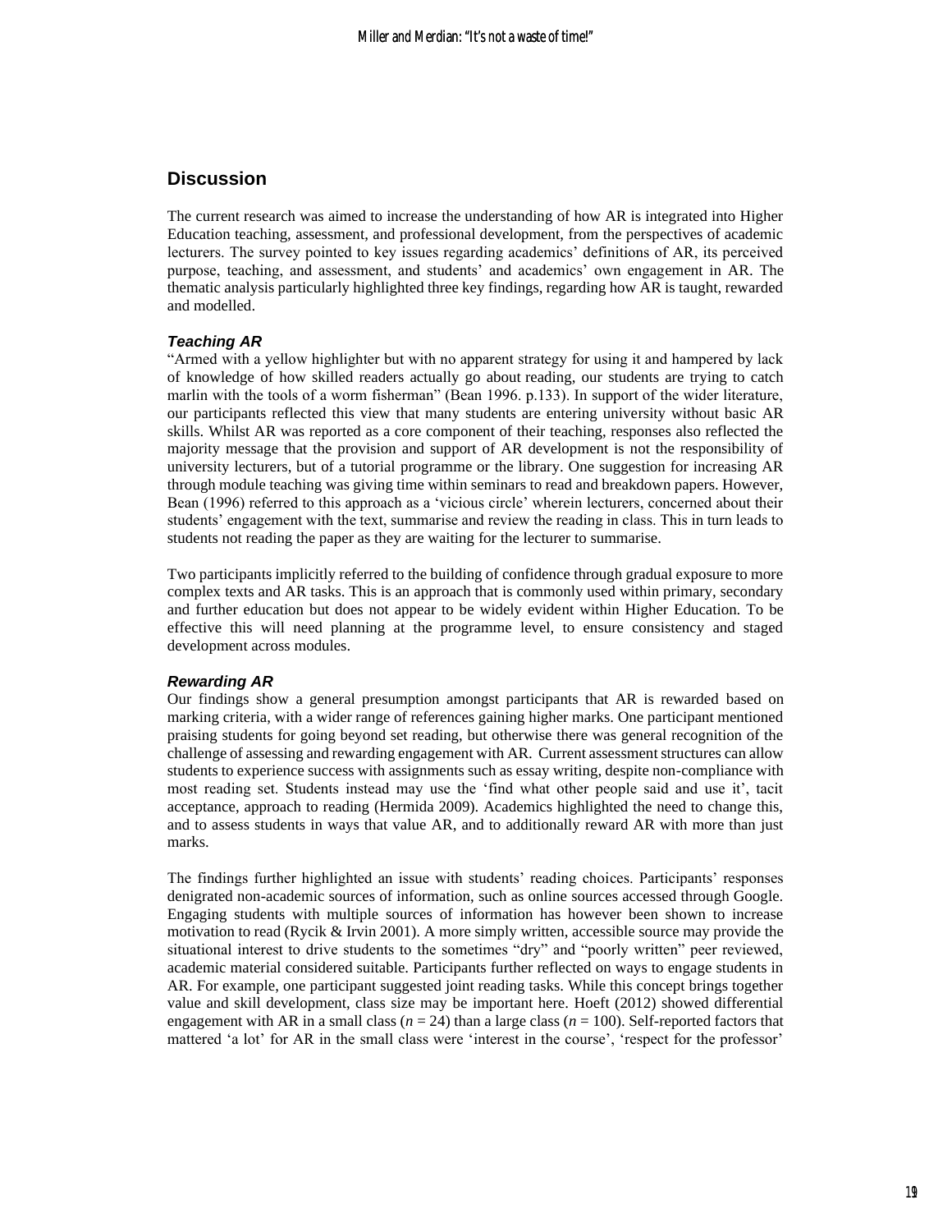## Discussion

The current research was aimed to increase the understanding of how AR is integrated into Higher Education teaching, assessment, and professional development, from the perspectives of academic lecturers. The survey pointed to key issues regarding academics' definitions of AR, its perceived purpose, teaching, and assessment, and students' and academics' own engagement in AR. The thematic analysis particularly highlighted three key findings, regarding how AR is taught, rewarded and modelled.

### *Teaching AR*

"Armed with a yellow highlighter but with no apparent strategy for using it and hampered by lack of knowledge of how skilled readers actually go about reading, our students are trying to catch marlin with the tools of a worm fisherman" (Bean 1996. p.133). In support of the wider literature, our participants reflected this view that many students are entering university without basic AR skills. Whilst AR was reported as a core component of their teaching, responses also reflected the majority message that the provision and support of AR development is not the responsibility of university lecturers, but of a tutorial programme or the library. One suggestion for increasing AR through module teaching was giving time within seminars to read and breakdown papers. However, Bean (1996) referred to this approach as a 'vicious circle' wherein lecturers, concerned about their students' engagement with the text, summarise and review the reading in class. This in turn leads to students not reading the paper as they are waiting for the lecturer to summarise.

Two participants implicitly referred to the building of confidence through gradual exposure to more complex texts and AR tasks. This is an approach that is commonly used within primary, secondary and further education but does not appear to be widely evident within Higher Education. To be effective this will need planning at the programme level, to ensure consistency and staged development across modules.

### *Rewarding AR*

Our findings show a general presumption amongst participants that AR is rewarded based on marking criteria, with a wider range of references gaining higher marks. One participant mentioned praising students for going beyond set reading, but otherwise there was general recognition of the challenge of assessing and rewarding engagement with AR. Current assessment structures can allow students to experience success with assignments such as essay writing, despite non-compliance with most reading set. Students instead may use the 'find what other people said and use it', tacit acceptance, approach to reading (Hermida 2009). Academics highlighted the need to change this, and to assess students in ways that value AR, and to additionally reward AR with more than just marks.

The findings further highlighted an issue with students' reading choices. Participants' responses denigrated non-academic sources of information, such as online sources accessed through Google. Engaging students with multiple sources of information has however been shown to increase motivation to read (Rycik & Irvin 2001). A more simply written, accessible source may provide the situational interest to drive students to the sometimes "dry" and "poorly written" peer reviewed, academic material considered suitable. Participants further reflected on ways to engage students in AR. For example, one participant suggested joint reading tasks. While this concept brings together value and skill development, class size may be important here. Hoeft (2012) showed differential engagement with AR in a small class ($n = 24$) than a large class ($n = 100$). Self-reported factors that mattered 'a lot' for AR in the small class were 'interest in the course', 'respect for the professor'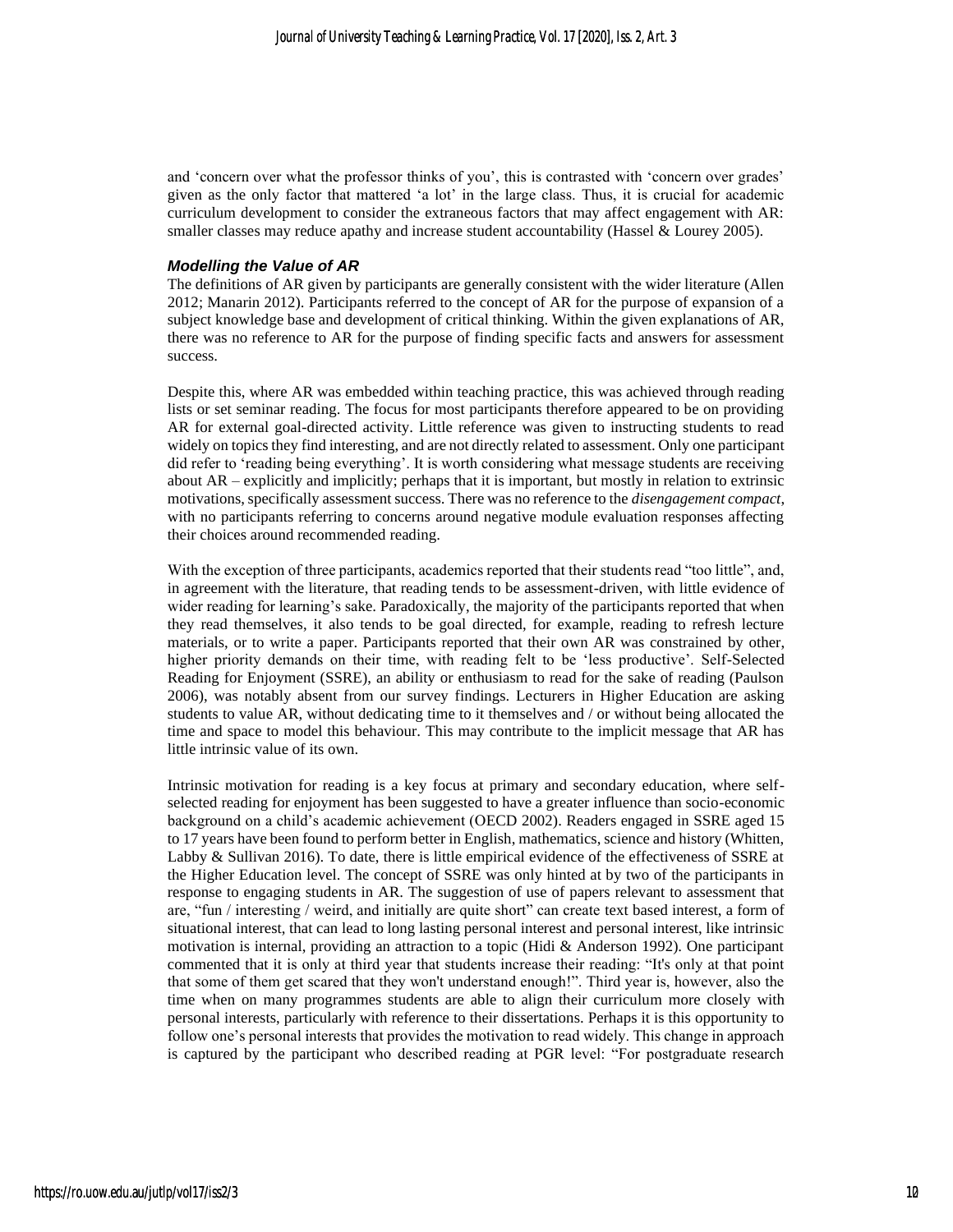and 'concern over what the professor thinks of you', this is contrasted with 'concern over grades' given as the only factor that mattered 'a lot' in the large class. Thus, it is crucial for academic curriculum development to consider the extraneous factors that may affect engagement with AR: smaller classes may reduce apathy and increase student accountability (Hassel & Lourey 2005).

### *Modelling the Value of AR*

The definitions of AR given by participants are generally consistent with the wider literature (Allen 2012; Manarin 2012). Participants referred to the concept of AR for the purpose of expansion of a subject knowledge base and development of critical thinking. Within the given explanations of AR, there was no reference to AR for the purpose of finding specific facts and answers for assessment success.

Despite this, where AR was embedded within teaching practice, this was achieved through reading lists or set seminar reading. The focus for most participants therefore appeared to be on providing AR for external goal-directed activity. Little reference was given to instructing students to read widely on topics they find interesting, and are not directly related to assessment. Only one participant did refer to 'reading being everything'. It is worth considering what message students are receiving about AR – explicitly and implicitly; perhaps that it is important, but mostly in relation to extrinsic motivations, specifically assessment success. There was no reference to the *disengagement compact*, with no participants referring to concerns around negative module evaluation responses affecting their choices around recommended reading.

With the exception of three participants, academics reported that their students read "too little", and, in agreement with the literature, that reading tends to be assessment-driven, with little evidence of wider reading for learning's sake. Paradoxically, the majority of the participants reported that when they read themselves, it also tends to be goal directed, for example, reading to refresh lecture materials, or to write a paper. Participants reported that their own AR was constrained by other, higher priority demands on their time, with reading felt to be 'less productive'. Self-Selected Reading for Enjoyment (SSRE), an ability or enthusiasm to read for the sake of reading (Paulson 2006), was notably absent from our survey findings. Lecturers in Higher Education are asking students to value AR, without dedicating time to it themselves and / or without being allocated the time and space to model this behaviour. This may contribute to the implicit message that AR has little intrinsic value of its own.

Intrinsic motivation for reading is a key focus at primary and secondary education, where self-selected reading for enjoyment has been suggested to have a greater influence than socio-economic background on a child's academic achievement (OECD 2002). Readers engaged in SSRE aged 15 to 17 years have been found to perform better in English, mathematics, science and history (Whitten, Labby & Sullivan 2016). To date, there is little empirical evidence of the effectiveness of SSRE at the Higher Education level. The concept of SSRE was only hinted at by two of the participants in response to engaging students in AR. The suggestion of use of papers relevant to assessment that are, "fun / interesting / weird, and initially are quite short" can create text based interest, a form of situational interest, that can lead to long lasting personal interest and personal interest, like intrinsic motivation is internal, providing an attraction to a topic (Hidi & Anderson 1992). One participant commented that it is only at third year that students increase their reading: "It's only at that point that some of them get scared that they won't understand enough!". Third year is, however, also the time when on many programmes students are able to align their curriculum more closely with personal interests, particularly with reference to their dissertations. Perhaps it is this opportunity to follow one's personal interests that provides the motivation to read widely. This change in approach is captured by the participant who described reading at PGR level: "For postgraduate research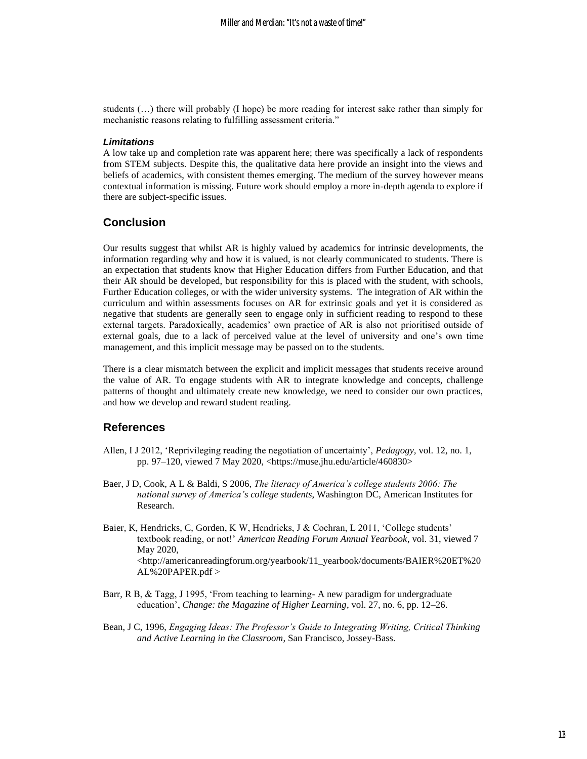students (…) there will probably (I hope) be more reading for interest sake rather than simply for mechanistic reasons relating to fulfilling assessment criteria."

### *Limitations*

A low take up and completion rate was apparent here; there was specifically a lack of respondents from STEM subjects. Despite this, the qualitative data here provide an insight into the views and beliefs of academics, with consistent themes emerging. The medium of the survey however means contextual information is missing. Future work should employ a more in-depth agenda to explore if there are subject-specific issues.

## Conclusion

Our results suggest that whilst AR is highly valued by academics for intrinsic developments, the information regarding why and how it is valued, is not clearly communicated to students. There is an expectation that students know that Higher Education differs from Further Education, and that their AR should be developed, but responsibility for this is placed with the student, with schools, Further Education colleges, or with the wider university systems. The integration of AR within the curriculum and within assessments focuses on AR for extrinsic goals and yet it is considered as negative that students are generally seen to engage only in sufficient reading to respond to these external targets. Paradoxically, academics' own practice of AR is also not prioritised outside of external goals, due to a lack of perceived value at the level of university and one's own time management, and this implicit message may be passed on to the students.

There is a clear mismatch between the explicit and implicit messages that students receive around the value of AR. To engage students with AR to integrate knowledge and concepts, challenge patterns of thought and ultimately create new knowledge, we need to consider our own practices, and how we develop and reward student reading.

## References

Allen, I J 2012, 'Reprivileging reading the negotiation of uncertainty', *Pedagogy,* vol. 12, no. 1, pp. 97–120, viewed 7 May 2020, <https://muse.jhu.edu/article/460830>

Baer, J D, Cook, A L & Baldi, S 2006, *The literacy of America's college students 2006: The national survey of America's college students*, Washington DC, American Institutes for Research.

Baier, K, Hendricks, C, Gorden, K W, Hendricks, J & Cochran, L 2011, 'College students' textbook reading, or not!' *American Reading Forum Annual Yearbook*, vol. 31, viewed 7 May 2020, <http://americanreadingforum.org/yearbook/11_yearbook/documents/BAIER%20ET%20AL%20PAPER.pdf >

Barr, R B, & Tagg, J 1995, 'From teaching to learning- A new paradigm for undergraduate education', *Change: the Magazine of Higher Learning*, vol. 27, no. 6, pp. 12–26.

Bean, J C, 1996, *Engaging Ideas: The Professor's Guide to Integrating Writing, Critical Thinking and Active Learning in the Classroom*, San Francisco, Jossey-Bass.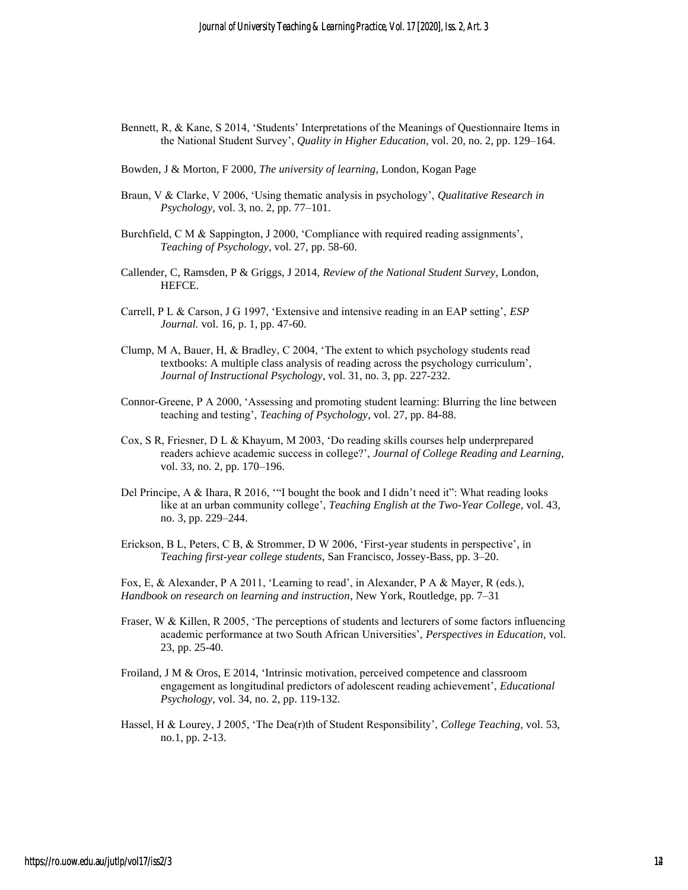Bennett, R, & Kane, S 2014, 'Students' Interpretations of the Meanings of Questionnaire Items in the National Student Survey', *Quality in Higher Education,* vol. 20, no. 2, pp. 129–164.

Bowden, J & Morton, F 2000, *The university of learning*, London, Kogan Page

Braun, V & Clarke, V 2006, 'Using thematic analysis in psychology', *Qualitative Research in Psychology,* vol. 3, no. 2, pp. 77–101.

Burchfield, C M & Sappington, J 2000, 'Compliance with required reading assignments', *Teaching of Psychology,* vol. 27, pp. 58-60.

Callender, C, Ramsden, P & Griggs, J 2014, *Review of the National Student Survey*, London, HEFCE.

Carrell, P L & Carson, J G 1997, 'Extensive and intensive reading in an EAP setting', *ESP Journal.* vol. 16, p. 1, pp. 47-60.

Clump, M A, Bauer, H, & Bradley, C 2004, 'The extent to which psychology students read textbooks: A multiple class analysis of reading across the psychology curriculum', *Journal of Instructional Psychology*, vol. 31, no. 3, pp. 227-232.

Connor-Greene, P A 2000, 'Assessing and promoting student learning: Blurring the line between teaching and testing', *Teaching of Psychology*, vol. 27, pp. 84-88.

Cox, S R, Friesner, D L & Khayum, M 2003, 'Do reading skills courses help underprepared readers achieve academic success in college?', *Journal of College Reading and Learning,* vol. 33, no. 2, pp. 170–196.

Del Principe, A & Ihara, R 2016, '"I bought the book and I didn't need it": What reading looks like at an urban community college', *Teaching English at the Two-Year College*, vol. 43, no. 3, pp. 229–244.

Erickson, B L, Peters, C B, & Strommer, D W 2006, 'First-year students in perspective', in *Teaching first-year college students*, San Francisco, Jossey-Bass, pp. 3–20.

Fox, E, & Alexander, P A 2011, 'Learning to read', in Alexander, P A & Mayer, R (eds.), *Handbook on research on learning and instruction*, New York, Routledge, pp. 7–31

Fraser, W & Killen, R 2005, 'The perceptions of students and lecturers of some factors influencing academic performance at two South African Universities', *Perspectives in Education*, vol. 23, pp. 25-40.

Froiland, J M & Oros, E 2014, 'Intrinsic motivation, perceived competence and classroom engagement as longitudinal predictors of adolescent reading achievement', *Educational Psychology*, vol. 34, no. 2, pp. 119-132.

Hassel, H & Lourey, J 2005, 'The Dea(r)th of Student Responsibility', *College Teaching,* vol. 53, no.1, pp. 2-13.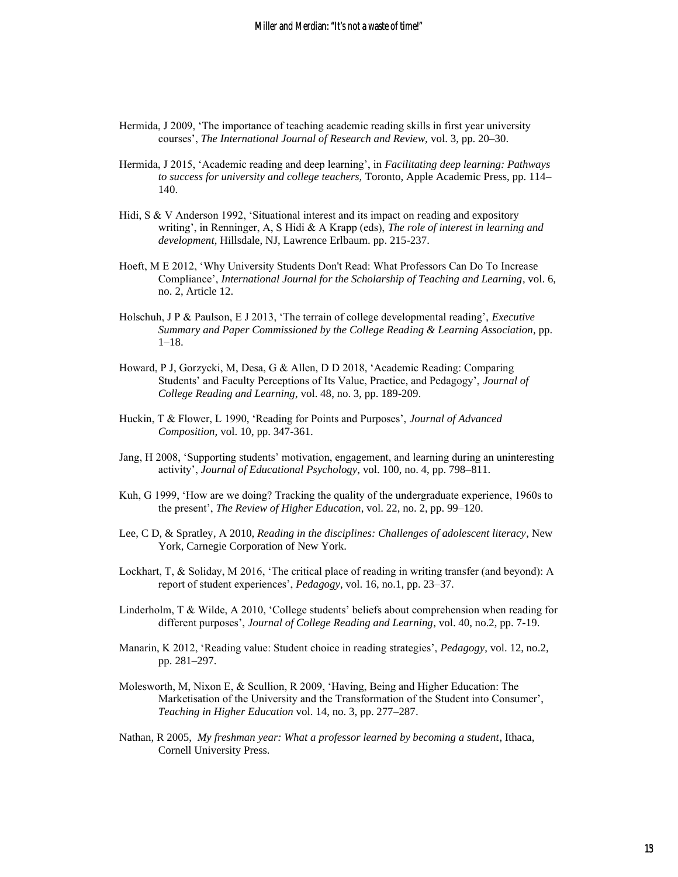Hermida, J 2009, 'The importance of teaching academic reading skills in first year university courses', *The International Journal of Research and Review,* vol. 3, pp. 20–30.

Hermida, J 2015, 'Academic reading and deep learning', in *Facilitating deep learning: Pathways to success for university and college teachers,* Toronto, Apple Academic Press, pp. 114–140.

Hidi, S & V Anderson 1992, 'Situational interest and its impact on reading and expository writing', in Renninger, A, S Hidi & A Krapp (eds), *The role of interest in learning and development,* Hillsdale, NJ, Lawrence Erlbaum. pp. 215-237.

Hoeft, M E 2012, 'Why University Students Don't Read: What Professors Can Do To Increase Compliance', *International Journal for the Scholarship of Teaching and Learning*, vol. 6, no. 2, Article 12.

Holschuh, J P & Paulson, E J 2013, 'The terrain of college developmental reading', *Executive Summary and Paper Commissioned by the College Reading & Learning Association*, pp. 1–18.

Howard, P J, Gorzycki, M, Desa, G & Allen, D D 2018, 'Academic Reading: Comparing Students' and Faculty Perceptions of Its Value, Practice, and Pedagogy', *Journal of College Reading and Learning*, vol. 48, no. 3, pp. 189-209.

Huckin, T & Flower, L 1990, 'Reading for Points and Purposes', *Journal of Advanced Composition,* vol. 10, pp. 347-361.

Jang, H 2008, 'Supporting students' motivation, engagement, and learning during an uninteresting activity', *Journal of Educational Psychology*, vol. 100, no. 4, pp. 798–811.

Kuh, G 1999, 'How are we doing? Tracking the quality of the undergraduate experience, 1960s to the present', *The Review of Higher Education*, vol. 22, no. 2, pp. 99–120.

Lee, C D, & Spratley, A 2010, *Reading in the disciplines: Challenges of adolescent literacy*, New York, Carnegie Corporation of New York.

Lockhart, T, & Soliday, M 2016, 'The critical place of reading in writing transfer (and beyond): A report of student experiences', *Pedagogy*, vol. 16, no.1, pp. 23–37.

Linderholm, T & Wilde, A 2010, 'College students' beliefs about comprehension when reading for different purposes', *Journal of College Reading and Learning*, vol. 40, no.2, pp. 7-19.

Manarin, K 2012, 'Reading value: Student choice in reading strategies', *Pedagogy*, vol. 12, no.2, pp. 281–297.

Molesworth, M, Nixon E, & Scullion, R 2009, 'Having, Being and Higher Education: The Marketisation of the University and the Transformation of the Student into Consumer', *Teaching in Higher Education* vol. 14, no. 3, pp. 277–287.

Nathan, R 2005, *My freshman year: What a professor learned by becoming a student*, Ithaca, Cornell University Press.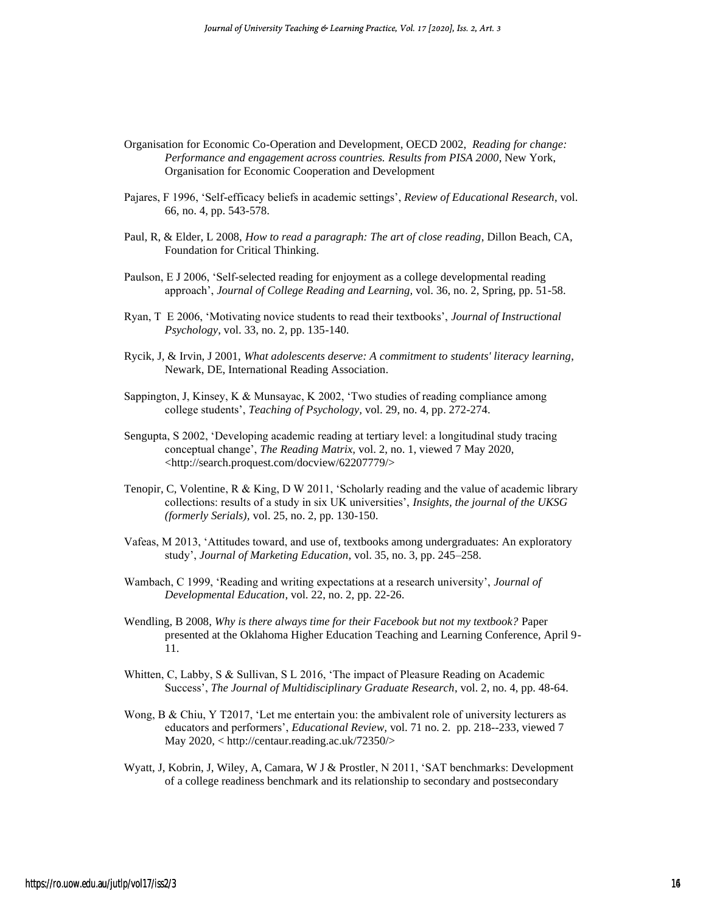Organisation for Economic Co-Operation and Development, OECD 2002, *Reading for change: Performance and engagement across countries. Results from PISA 2000*, New York, Organisation for Economic Cooperation and Development

Pajares, F 1996, 'Self-efficacy beliefs in academic settings', *Review of Educational Research*, vol. 66, no. 4, pp. 543-578.

Paul, R, & Elder, L 2008, *How to read a paragraph: The art of close reading*, Dillon Beach, CA, Foundation for Critical Thinking.

Paulson, E J 2006, 'Self-selected reading for enjoyment as a college developmental reading approach', *Journal of College Reading and Learning,* vol. 36, no. 2, Spring, pp. 51-58.

Ryan, T E 2006, 'Motivating novice students to read their textbooks', *Journal of Instructional Psychology*, vol. 33, no. 2, pp. 135-140.

Rycik, J, & Irvin, J 2001, *What adolescents deserve: A commitment to students' literacy learning*, Newark, DE, International Reading Association.

Sappington, J, Kinsey, K & Munsayac, K 2002, 'Two studies of reading compliance among college students', *Teaching of Psychology,* vol. 29, no. 4, pp. 272-274.

Sengupta, S 2002, 'Developing academic reading at tertiary level: a longitudinal study tracing conceptual change', *The Reading Matrix,* vol. 2, no. 1, viewed 7 May 2020, <http://search.proquest.com/docview/62207779/>

Tenopir, C, Volentine, R & King, D W 2011, 'Scholarly reading and the value of academic library collections: results of a study in six UK universities', *Insights, the journal of the UKSG (formerly Serials),* vol. 25, no. 2, pp. 130-150.

Vafeas, M 2013, 'Attitudes toward, and use of, textbooks among undergraduates: An exploratory study', *Journal of Marketing Education*, vol. 35, no. 3, pp. 245–258.

Wambach, C 1999, 'Reading and writing expectations at a research university', *Journal of Developmental Education*, vol. 22, no. 2, pp. 22-26.

Wendling, B 2008, *Why is there always time for their Facebook but not my textbook?* Paper presented at the Oklahoma Higher Education Teaching and Learning Conference, April 9-11.

Whitten, C, Labby, S & Sullivan, S L 2016, 'The impact of Pleasure Reading on Academic Success', *The Journal of Multidisciplinary Graduate Research*, vol. 2, no. 4, pp. 48-64.

Wong, B & Chiu, Y T2017, 'Let me entertain you: the ambivalent role of university lecturers as educators and performers', *Educational Review,* vol. 71 no. 2. pp. 218--233, viewed 7 May 2020, < http://centaur.reading.ac.uk/72350/>

Wyatt, J, Kobrin, J, Wiley, A, Camara, W J & Prostler, N 2011, 'SAT benchmarks: Development of a college readiness benchmark and its relationship to secondary and postsecondary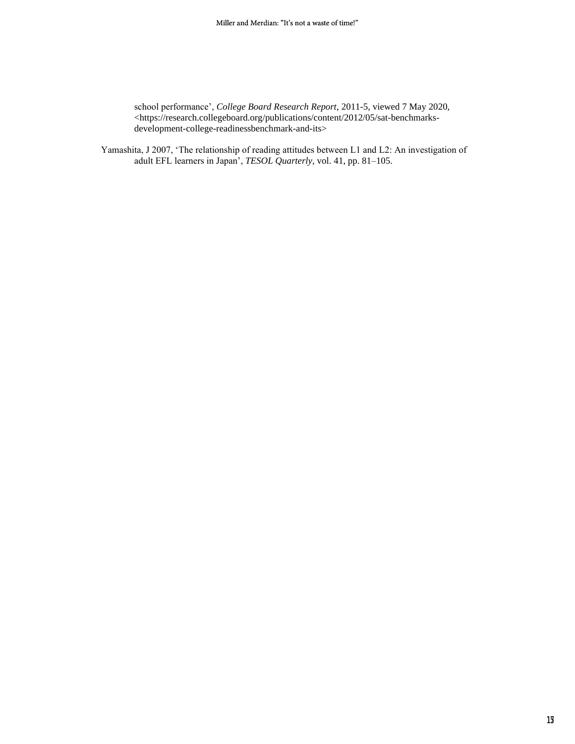school performance', *College Board Research Report*, 2011-5, viewed 7 May 2020, <https://research.collegeboard.org/publications/content/2012/05/sat-benchmarks-development-college-readinessbenchmark-and-its>

Yamashita, J 2007, 'The relationship of reading attitudes between L1 and L2: An investigation of adult EFL learners in Japan', *TESOL Quarterly*, vol. 41, pp. 81–105.